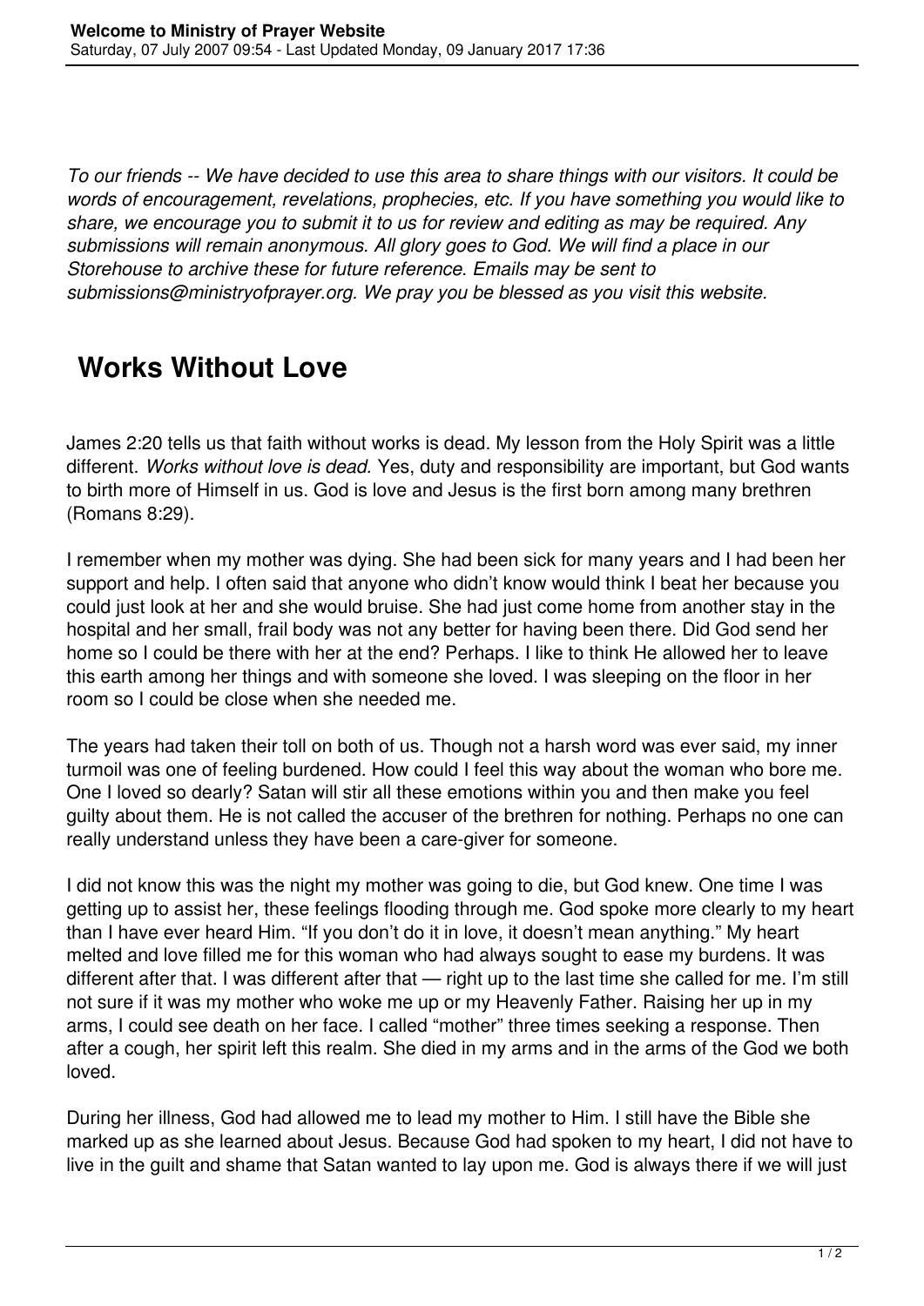*To our friends -- We have decided to use this area to share things with our visitors. It could be words of encouragement, revelations, prophecies, etc. If you have something you would like to share, we encourage you to submit it to us for review and editing as may be required. Any submissions will remain anonymous. All glory goes to God. We will find a place in our Storehouse to archive these for future reference. Emails may be sent to submissions@ministryofprayer.org. We pray you be blessed as you visit this website.*

## Works Without Love

James 2:20 tells us that faith without works is dead. My lesson from the Holy Spirit was a little different. *Works without love is dead.* Yes, duty and responsibility are important, but God wants to birth more of Himself in us. God is love and Jesus is the first born among many brethren (Romans 8:29).

I remember when my mother was dying. She had been sick for many years and I had been her support and help. I often said that anyone who didn't know would think I beat her because you could just look at her and she would bruise. She had just come home from another stay in the hospital and her small, frail body was not any better for having been there. Did God send her home so I could be there with her at the end? Perhaps. I like to think He allowed her to leave this earth among her things and with someone she loved. I was sleeping on the floor in her room so I could be close when she needed me.

The years had taken their toll on both of us. Though not a harsh word was ever said, my inner turmoil was one of feeling burdened. How could I feel this way about the woman who bore me. One I loved so dearly? Satan will stir all these emotions within you and then make you feel guilty about them. He is not called the accuser of the brethren for nothing. Perhaps no one can really understand unless they have been a care-giver for someone.

I did not know this was the night my mother was going to die, but God knew. One time I was getting up to assist her, these feelings flooding through me. God spoke more clearly to my heart than I have ever heard Him. "If you don't do it in love, it doesn't mean anything." My heart melted and love filled me for this woman who had always sought to ease my burdens. It was different after that. I was different after that — right up to the last time she called for me. I'm still not sure if it was my mother who woke me up or my Heavenly Father. Raising her up in my arms, I could see death on her face. I called "mother" three times seeking a response. Then after a cough, her spirit left this realm. She died in my arms and in the arms of the God we both loved.

During her illness, God had allowed me to lead my mother to Him. I still have the Bible she marked up as she learned about Jesus. Because God had spoken to my heart, I did not have to live in the guilt and shame that Satan wanted to lay upon me. God is always there if we will just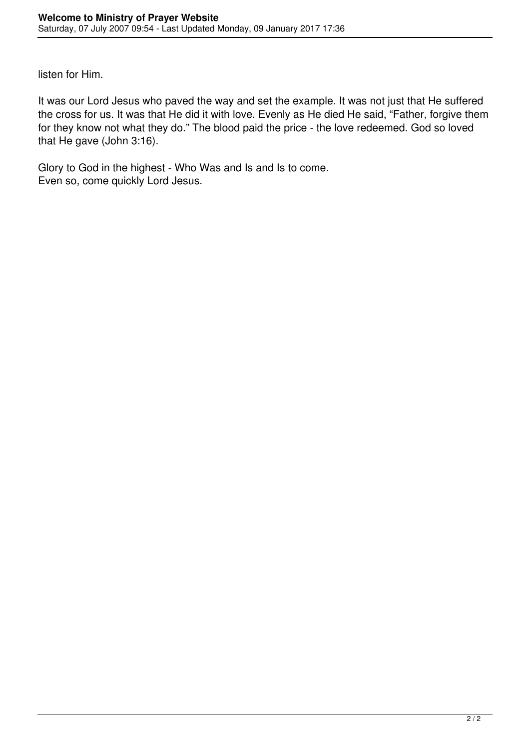listen for Him.

It was our Lord Jesus who paved the way and set the example. It was not just that He suffered the cross for us. It was that He did it with love. Evenly as He died He said, “Father, forgive them for they know not what they do.” The blood paid the price - the love redeemed. God so loved that He gave (John 3:16).

Glory to God in the highest - Who Was and Is and Is to come.
Even so, come quickly Lord Jesus.